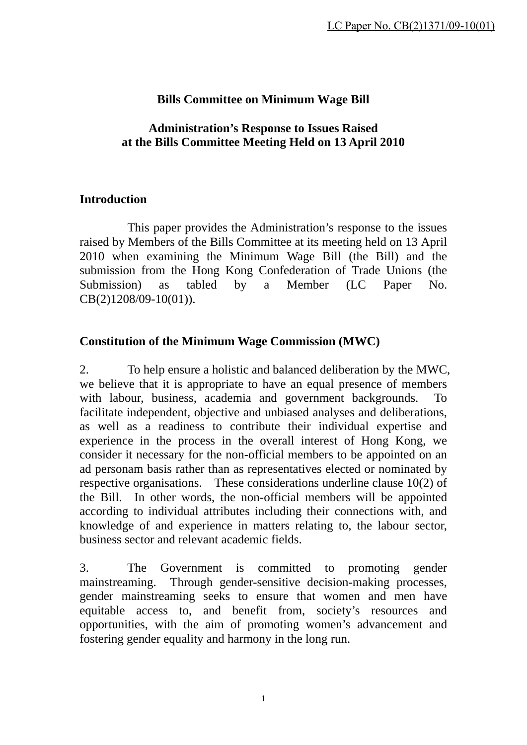LC Paper No. CB(2)1371/09-10(01)

**Bills Committee on Minimum Wage Bill**

**Administration's Response to Issues Raised at the Bills Committee Meeting Held on 13 April 2010**

## Introduction

This paper provides the Administration's response to the issues raised by Members of the Bills Committee at its meeting held on 13 April 2010 when examining the Minimum Wage Bill (the Bill) and the submission from the Hong Kong Confederation of Trade Unions (the Submission) as tabled by a Member (LC Paper No. CB(2)1208/09-10(01)).

## Constitution of the Minimum Wage Commission (MWC)

2. To help ensure a holistic and balanced deliberation by the MWC, we believe that it is appropriate to have an equal presence of members with labour, business, academia and government backgrounds. To facilitate independent, objective and unbiased analyses and deliberations, as well as a readiness to contribute their individual expertise and experience in the process in the overall interest of Hong Kong, we consider it necessary for the non-official members to be appointed on an ad personam basis rather than as representatives elected or nominated by respective organisations. These considerations underline clause 10(2) of the Bill. In other words, the non-official members will be appointed according to individual attributes including their connections with, and knowledge of and experience in matters relating to, the labour sector, business sector and relevant academic fields.

3. The Government is committed to promoting gender mainstreaming. Through gender-sensitive decision-making processes, gender mainstreaming seeks to ensure that women and men have equitable access to, and benefit from, society's resources and opportunities, with the aim of promoting women's advancement and fostering gender equality and harmony in the long run.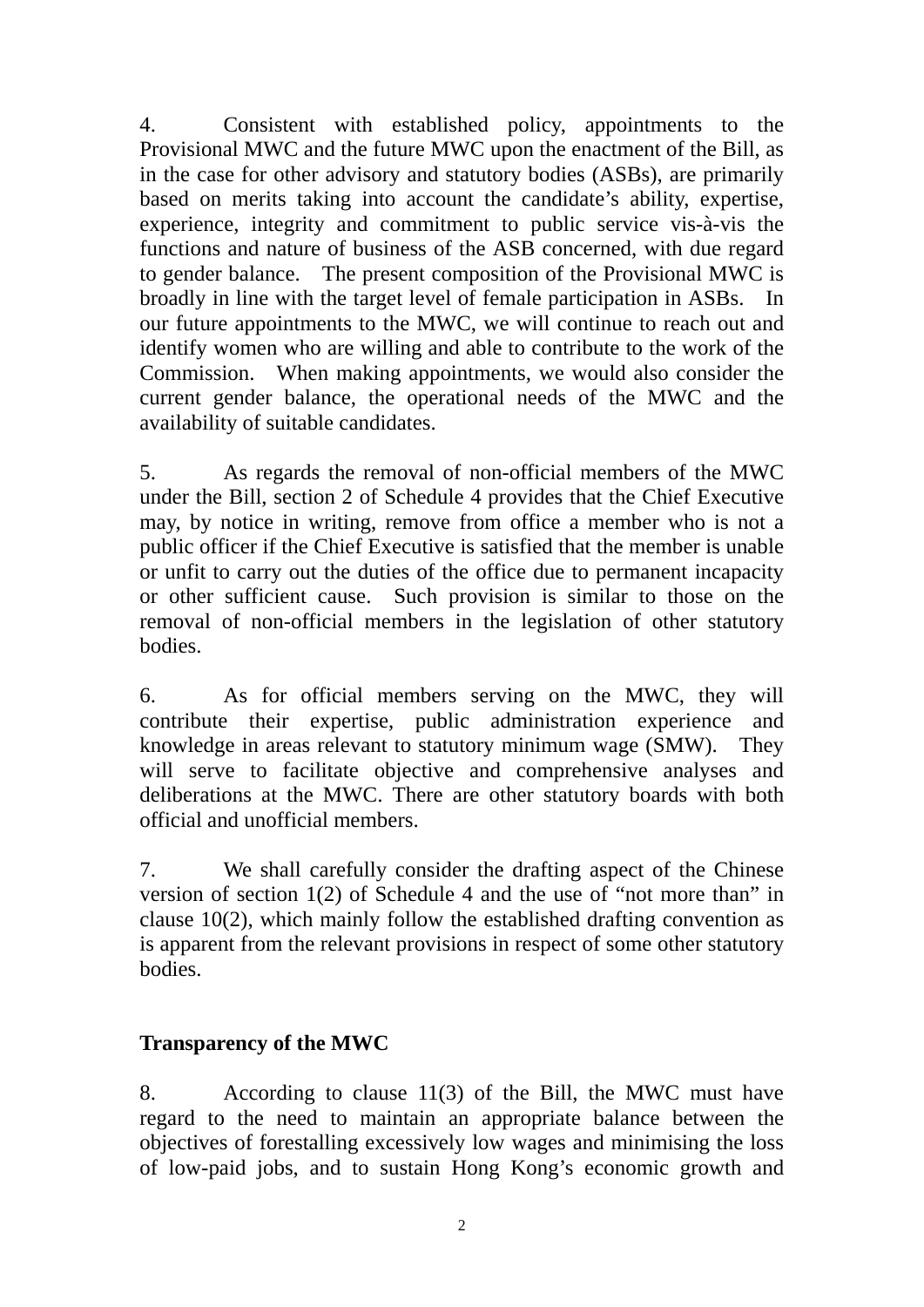4. Consistent with established policy, appointments to the Provisional MWC and the future MWC upon the enactment of the Bill, as in the case for other advisory and statutory bodies (ASBs), are primarily based on merits taking into account the candidate's ability, expertise, experience, integrity and commitment to public service vis-à-vis the functions and nature of business of the ASB concerned, with due regard to gender balance. The present composition of the Provisional MWC is broadly in line with the target level of female participation in ASBs. In our future appointments to the MWC, we will continue to reach out and identify women who are willing and able to contribute to the work of the Commission. When making appointments, we would also consider the current gender balance, the operational needs of the MWC and the availability of suitable candidates.

5. As regards the removal of non-official members of the MWC under the Bill, section 2 of Schedule 4 provides that the Chief Executive may, by notice in writing, remove from office a member who is not a public officer if the Chief Executive is satisfied that the member is unable or unfit to carry out the duties of the office due to permanent incapacity or other sufficient cause. Such provision is similar to those on the removal of non-official members in the legislation of other statutory bodies.

6. As for official members serving on the MWC, they will contribute their expertise, public administration experience and knowledge in areas relevant to statutory minimum wage (SMW). They will serve to facilitate objective and comprehensive analyses and deliberations at the MWC. There are other statutory boards with both official and unofficial members.

7. We shall carefully consider the drafting aspect of the Chinese version of section 1(2) of Schedule 4 and the use of "not more than" in clause 10(2), which mainly follow the established drafting convention as is apparent from the relevant provisions in respect of some other statutory bodies.

**Transparency of the MWC**

8. According to clause 11(3) of the Bill, the MWC must have regard to the need to maintain an appropriate balance between the objectives of forestalling excessively low wages and minimising the loss of low-paid jobs, and to sustain Hong Kong's economic growth and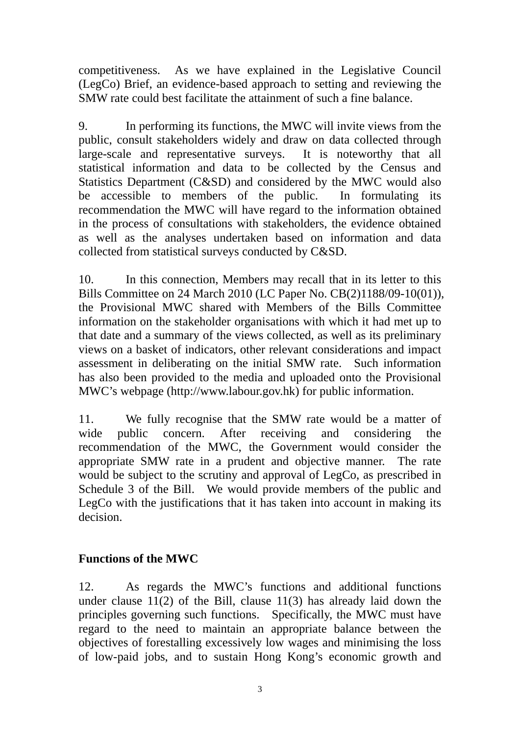competitiveness. As we have explained in the Legislative Council (LegCo) Brief, an evidence-based approach to setting and reviewing the SMW rate could best facilitate the attainment of such a fine balance.

9. In performing its functions, the MWC will invite views from the public, consult stakeholders widely and draw on data collected through large-scale and representative surveys. It is noteworthy that all statistical information and data to be collected by the Census and Statistics Department (C&SD) and considered by the MWC would also be accessible to members of the public. In formulating its recommendation the MWC will have regard to the information obtained in the process of consultations with stakeholders, the evidence obtained as well as the analyses undertaken based on information and data collected from statistical surveys conducted by C&SD.

10. In this connection, Members may recall that in its letter to this Bills Committee on 24 March 2010 (LC Paper No. CB(2)1188/09-10(01)), the Provisional MWC shared with Members of the Bills Committee information on the stakeholder organisations with which it had met up to that date and a summary of the views collected, as well as its preliminary views on a basket of indicators, other relevant considerations and impact assessment in deliberating on the initial SMW rate. Such information has also been provided to the media and uploaded onto the Provisional MWC's webpage (http://www.labour.gov.hk) for public information.

11. We fully recognise that the SMW rate would be a matter of wide public concern. After receiving and considering the recommendation of the MWC, the Government would consider the appropriate SMW rate in a prudent and objective manner. The rate would be subject to the scrutiny and approval of LegCo, as prescribed in Schedule 3 of the Bill. We would provide members of the public and LegCo with the justifications that it has taken into account in making its decision.

## Functions of the MWC

12. As regards the MWC's functions and additional functions under clause 11(2) of the Bill, clause 11(3) has already laid down the principles governing such functions. Specifically, the MWC must have regard to the need to maintain an appropriate balance between the objectives of forestalling excessively low wages and minimising the loss of low-paid jobs, and to sustain Hong Kong's economic growth and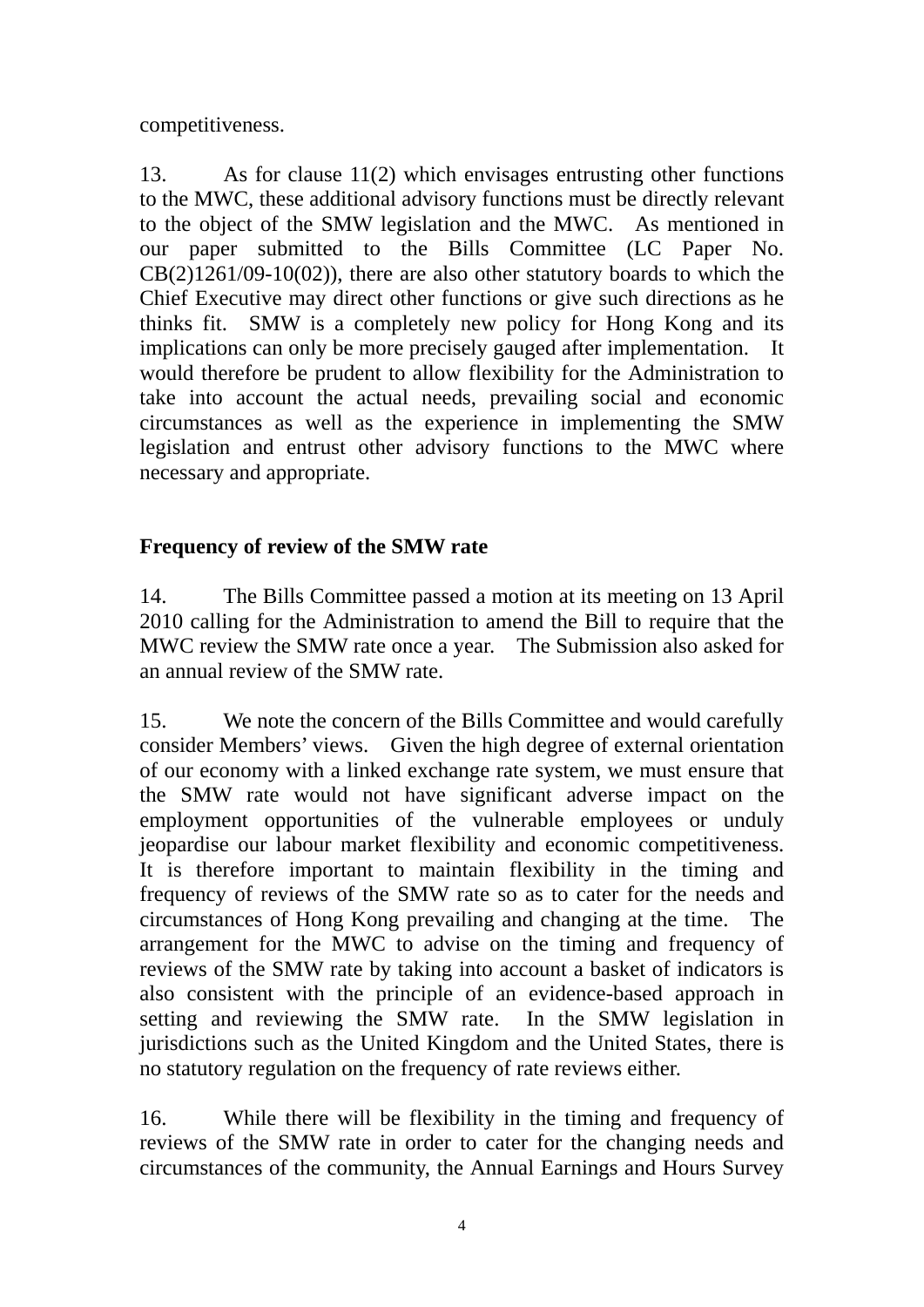competitiveness.

13. As for clause 11(2) which envisages entrusting other functions to the MWC, these additional advisory functions must be directly relevant to the object of the SMW legislation and the MWC. As mentioned in our paper submitted to the Bills Committee (LC Paper No. CB(2)1261/09-10(02)), there are also other statutory boards to which the Chief Executive may direct other functions or give such directions as he thinks fit. SMW is a completely new policy for Hong Kong and its implications can only be more precisely gauged after implementation. It would therefore be prudent to allow flexibility for the Administration to take into account the actual needs, prevailing social and economic circumstances as well as the experience in implementing the SMW legislation and entrust other advisory functions to the MWC where necessary and appropriate.

**Frequency of review of the SMW rate**

14. The Bills Committee passed a motion at its meeting on 13 April 2010 calling for the Administration to amend the Bill to require that the MWC review the SMW rate once a year. The Submission also asked for an annual review of the SMW rate.

15. We note the concern of the Bills Committee and would carefully consider Members' views. Given the high degree of external orientation of our economy with a linked exchange rate system, we must ensure that the SMW rate would not have significant adverse impact on the employment opportunities of the vulnerable employees or unduly jeopardise our labour market flexibility and economic competitiveness. It is therefore important to maintain flexibility in the timing and frequency of reviews of the SMW rate so as to cater for the needs and circumstances of Hong Kong prevailing and changing at the time. The arrangement for the MWC to advise on the timing and frequency of reviews of the SMW rate by taking into account a basket of indicators is also consistent with the principle of an evidence-based approach in setting and reviewing the SMW rate. In the SMW legislation in jurisdictions such as the United Kingdom and the United States, there is no statutory regulation on the frequency of rate reviews either.

16. While there will be flexibility in the timing and frequency of reviews of the SMW rate in order to cater for the changing needs and circumstances of the community, the Annual Earnings and Hours Survey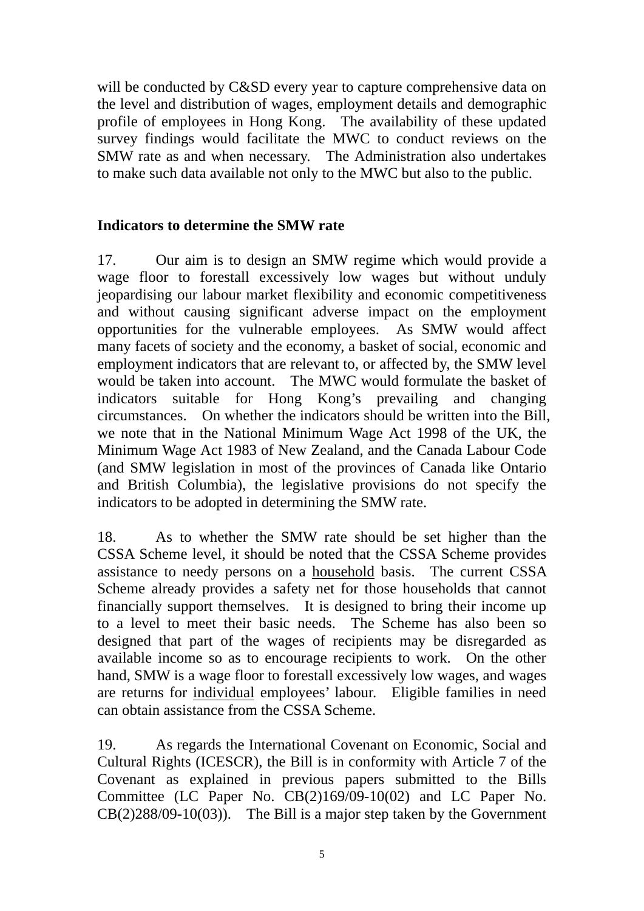will be conducted by C&SD every year to capture comprehensive data on the level and distribution of wages, employment details and demographic profile of employees in Hong Kong. The availability of these updated survey findings would facilitate the MWC to conduct reviews on the SMW rate as and when necessary. The Administration also undertakes to make such data available not only to the MWC but also to the public.

**Indicators to determine the SMW rate**

17. Our aim is to design an SMW regime which would provide a wage floor to forestall excessively low wages but without unduly jeopardising our labour market flexibility and economic competitiveness and without causing significant adverse impact on the employment opportunities for the vulnerable employees. As SMW would affect many facets of society and the economy, a basket of social, economic and employment indicators that are relevant to, or affected by, the SMW level would be taken into account. The MWC would formulate the basket of indicators suitable for Hong Kong's prevailing and changing circumstances. On whether the indicators should be written into the Bill, we note that in the National Minimum Wage Act 1998 of the UK, the Minimum Wage Act 1983 of New Zealand, and the Canada Labour Code (and SMW legislation in most of the provinces of Canada like Ontario and British Columbia), the legislative provisions do not specify the indicators to be adopted in determining the SMW rate.

18. As to whether the SMW rate should be set higher than the CSSA Scheme level, it should be noted that the CSSA Scheme provides assistance to needy persons on a <u>household</u> basis. The current CSSA Scheme already provides a safety net for those households that cannot financially support themselves. It is designed to bring their income up to a level to meet their basic needs. The Scheme has also been so designed that part of the wages of recipients may be disregarded as available income so as to encourage recipients to work. On the other hand, SMW is a wage floor to forestall excessively low wages, and wages are returns for <u>individual</u> employees' labour. Eligible families in need can obtain assistance from the CSSA Scheme.

19. As regards the International Covenant on Economic, Social and Cultural Rights (ICESCR), the Bill is in conformity with Article 7 of the Covenant as explained in previous papers submitted to the Bills Committee (LC Paper No. CB(2)169/09-10(02) and LC Paper No. CB(2)288/09-10(03)). The Bill is a major step taken by the Government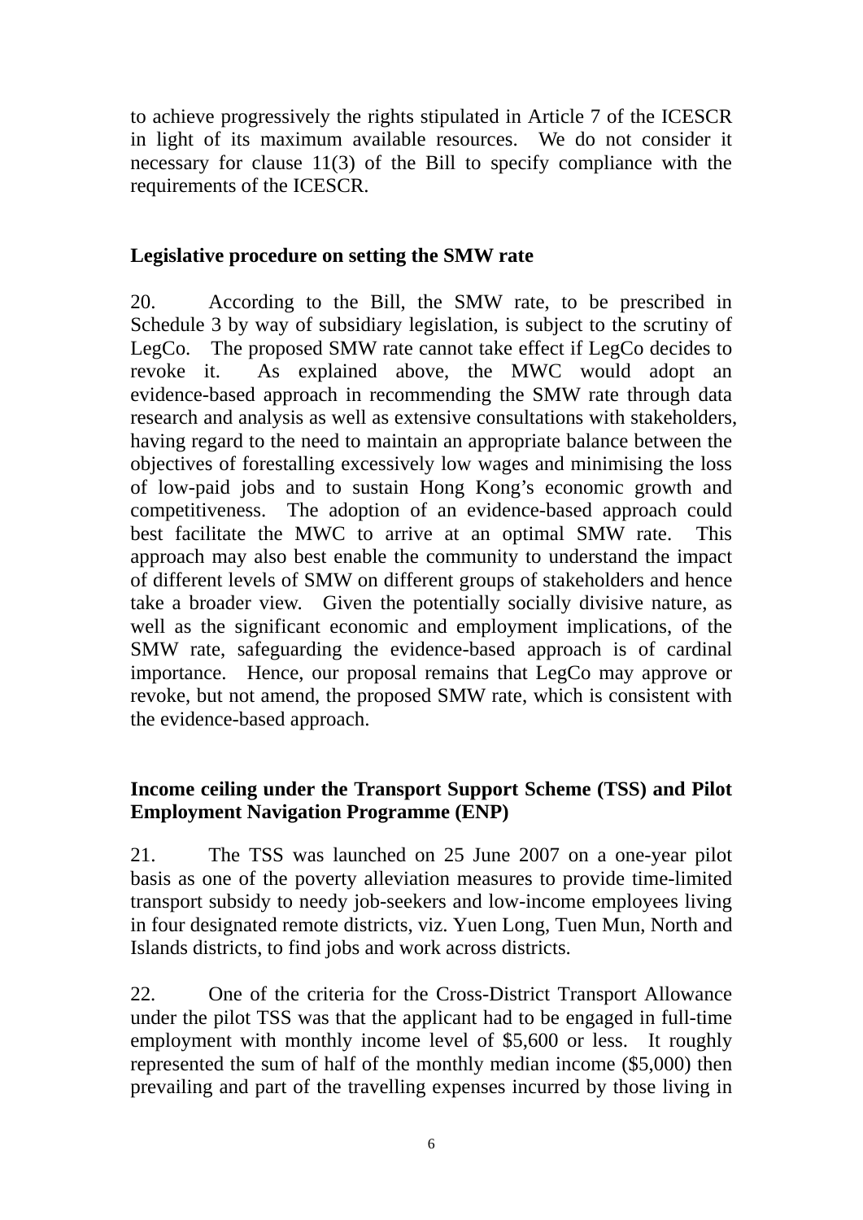to achieve progressively the rights stipulated in Article 7 of the ICESCR in light of its maximum available resources. We do not consider it necessary for clause 11(3) of the Bill to specify compliance with the requirements of the ICESCR.

**Legislative procedure on setting the SMW rate**

20. According to the Bill, the SMW rate, to be prescribed in Schedule 3 by way of subsidiary legislation, is subject to the scrutiny of LegCo. The proposed SMW rate cannot take effect if LegCo decides to revoke it. As explained above, the MWC would adopt an evidence-based approach in recommending the SMW rate through data research and analysis as well as extensive consultations with stakeholders, having regard to the need to maintain an appropriate balance between the objectives of forestalling excessively low wages and minimising the loss of low-paid jobs and to sustain Hong Kong's economic growth and competitiveness. The adoption of an evidence-based approach could best facilitate the MWC to arrive at an optimal SMW rate. This approach may also best enable the community to understand the impact of different levels of SMW on different groups of stakeholders and hence take a broader view. Given the potentially socially divisive nature, as well as the significant economic and employment implications, of the SMW rate, safeguarding the evidence-based approach is of cardinal importance. Hence, our proposal remains that LegCo may approve or revoke, but not amend, the proposed SMW rate, which is consistent with the evidence-based approach.

**Income ceiling under the Transport Support Scheme (TSS) and Pilot Employment Navigation Programme (ENP)**

21. The TSS was launched on 25 June 2007 on a one-year pilot basis as one of the poverty alleviation measures to provide time-limited transport subsidy to needy job-seekers and low-income employees living in four designated remote districts, viz. Yuen Long, Tuen Mun, North and Islands districts, to find jobs and work across districts.

22. One of the criteria for the Cross-District Transport Allowance under the pilot TSS was that the applicant had to be engaged in full-time employment with monthly income level of $5,600 or less. It roughly represented the sum of half of the monthly median income ($5,000) then prevailing and part of the travelling expenses incurred by those living in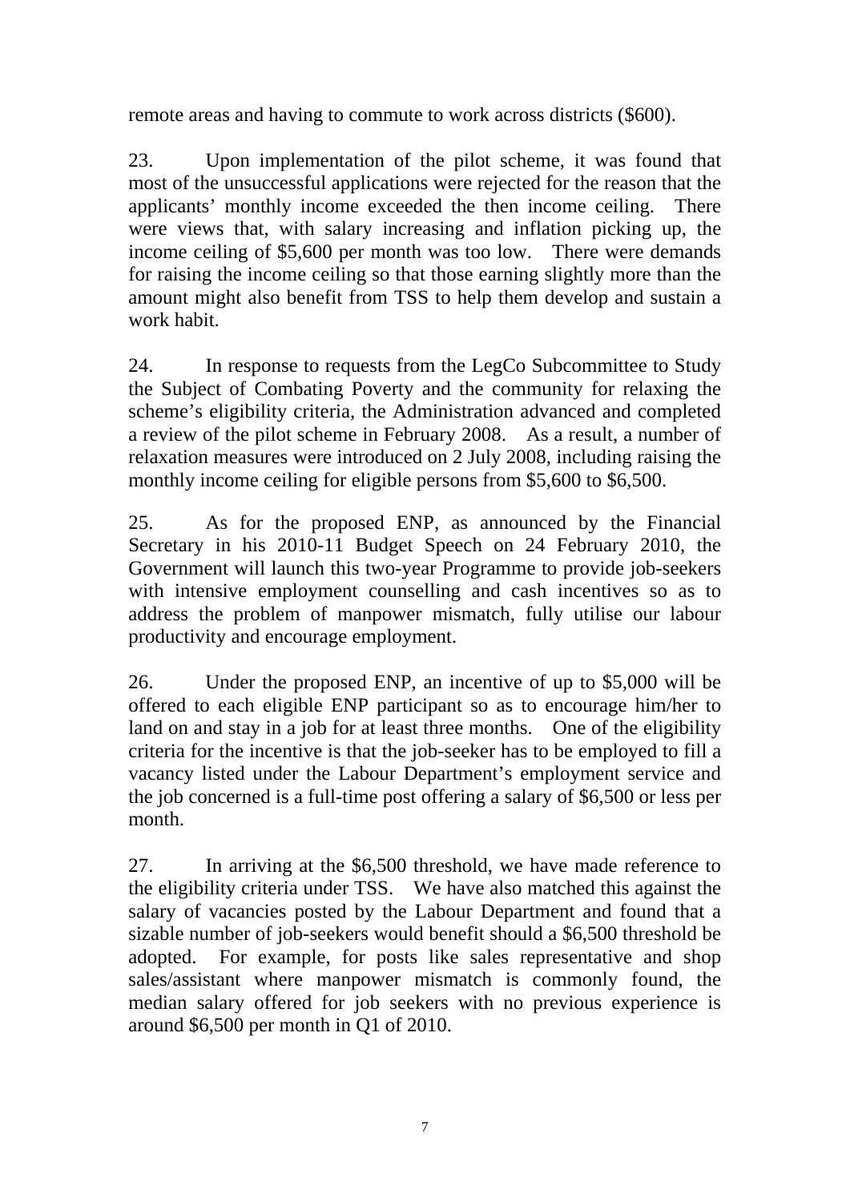remote areas and having to commute to work across districts ($600).

23. Upon implementation of the pilot scheme, it was found that most of the unsuccessful applications were rejected for the reason that the applicants' monthly income exceeded the then income ceiling. There were views that, with salary increasing and inflation picking up, the income ceiling of $5,600 per month was too low. There were demands for raising the income ceiling so that those earning slightly more than the amount might also benefit from TSS to help them develop and sustain a work habit.

24. In response to requests from the LegCo Subcommittee to Study the Subject of Combating Poverty and the community for relaxing the scheme's eligibility criteria, the Administration advanced and completed a review of the pilot scheme in February 2008. As a result, a number of relaxation measures were introduced on 2 July 2008, including raising the monthly income ceiling for eligible persons from $5,600 to $6,500.

25. As for the proposed ENP, as announced by the Financial Secretary in his 2010-11 Budget Speech on 24 February 2010, the Government will launch this two-year Programme to provide job-seekers with intensive employment counselling and cash incentives so as to address the problem of manpower mismatch, fully utilise our labour productivity and encourage employment.

26. Under the proposed ENP, an incentive of up to $5,000 will be offered to each eligible ENP participant so as to encourage him/her to land on and stay in a job for at least three months. One of the eligibility criteria for the incentive is that the job-seeker has to be employed to fill a vacancy listed under the Labour Department's employment service and the job concerned is a full-time post offering a salary of $6,500 or less per month.

27. In arriving at the $6,500 threshold, we have made reference to the eligibility criteria under TSS. We have also matched this against the salary of vacancies posted by the Labour Department and found that a sizable number of job-seekers would benefit should a $6,500 threshold be adopted. For example, for posts like sales representative and shop sales/assistant where manpower mismatch is commonly found, the median salary offered for job seekers with no previous experience is around $6,500 per month in Q1 of 2010.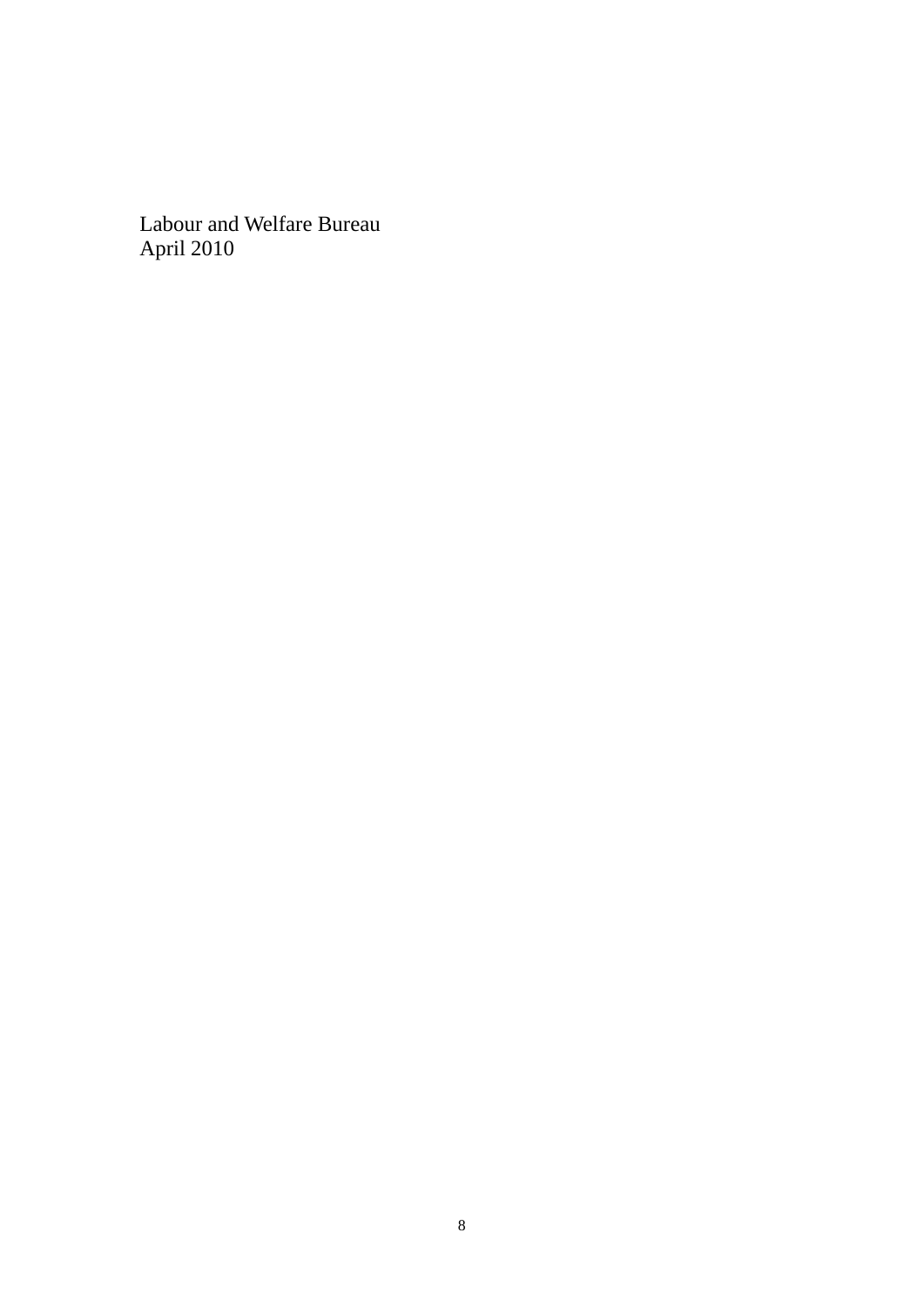Labour and Welfare Bureau
April 2010